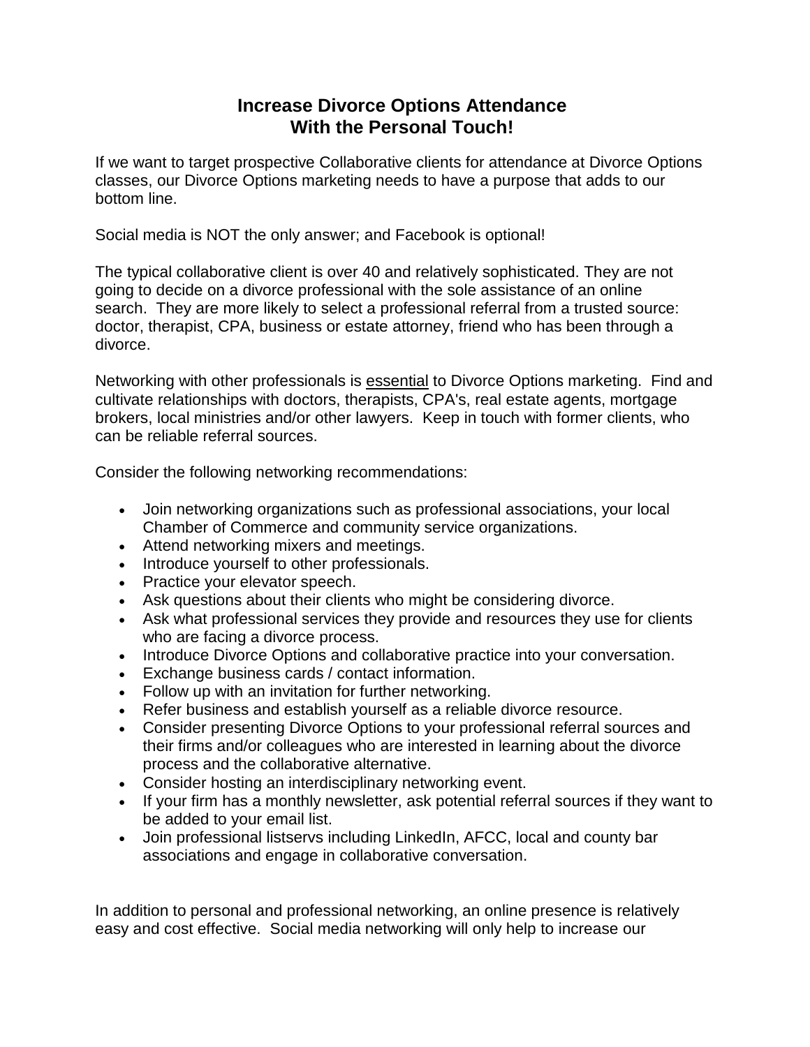# Increase Divorce Options Attendance
# With the Personal Touch!

If we want to target prospective Collaborative clients for attendance at Divorce Options classes, our Divorce Options marketing needs to have a purpose that adds to our bottom line.

Social media is NOT the only answer; and Facebook is optional!

The typical collaborative client is over 40 and relatively sophisticated. They are not going to decide on a divorce professional with the sole assistance of an online search. They are more likely to select a professional referral from a trusted source: doctor, therapist, CPA, business or estate attorney, friend who has been through a divorce.

Networking with other professionals is <u>essential</u> to Divorce Options marketing. Find and cultivate relationships with doctors, therapists, CPA's, real estate agents, mortgage brokers, local ministries and/or other lawyers. Keep in touch with former clients, who can be reliable referral sources.

Consider the following networking recommendations:

- Join networking organizations such as professional associations, your local Chamber of Commerce and community service organizations.
- Attend networking mixers and meetings.
- Introduce yourself to other professionals.
- Practice your elevator speech.
- Ask questions about their clients who might be considering divorce.
- Ask what professional services they provide and resources they use for clients who are facing a divorce process.
- Introduce Divorce Options and collaborative practice into your conversation.
- Exchange business cards / contact information.
- Follow up with an invitation for further networking.
- Refer business and establish yourself as a reliable divorce resource.
- Consider presenting Divorce Options to your professional referral sources and their firms and/or colleagues who are interested in learning about the divorce process and the collaborative alternative.
- Consider hosting an interdisciplinary networking event.
- If your firm has a monthly newsletter, ask potential referral sources if they want to be added to your email list.
- Join professional listservs including LinkedIn, AFCC, local and county bar associations and engage in collaborative conversation.

In addition to personal and professional networking, an online presence is relatively easy and cost effective. Social media networking will only help to increase our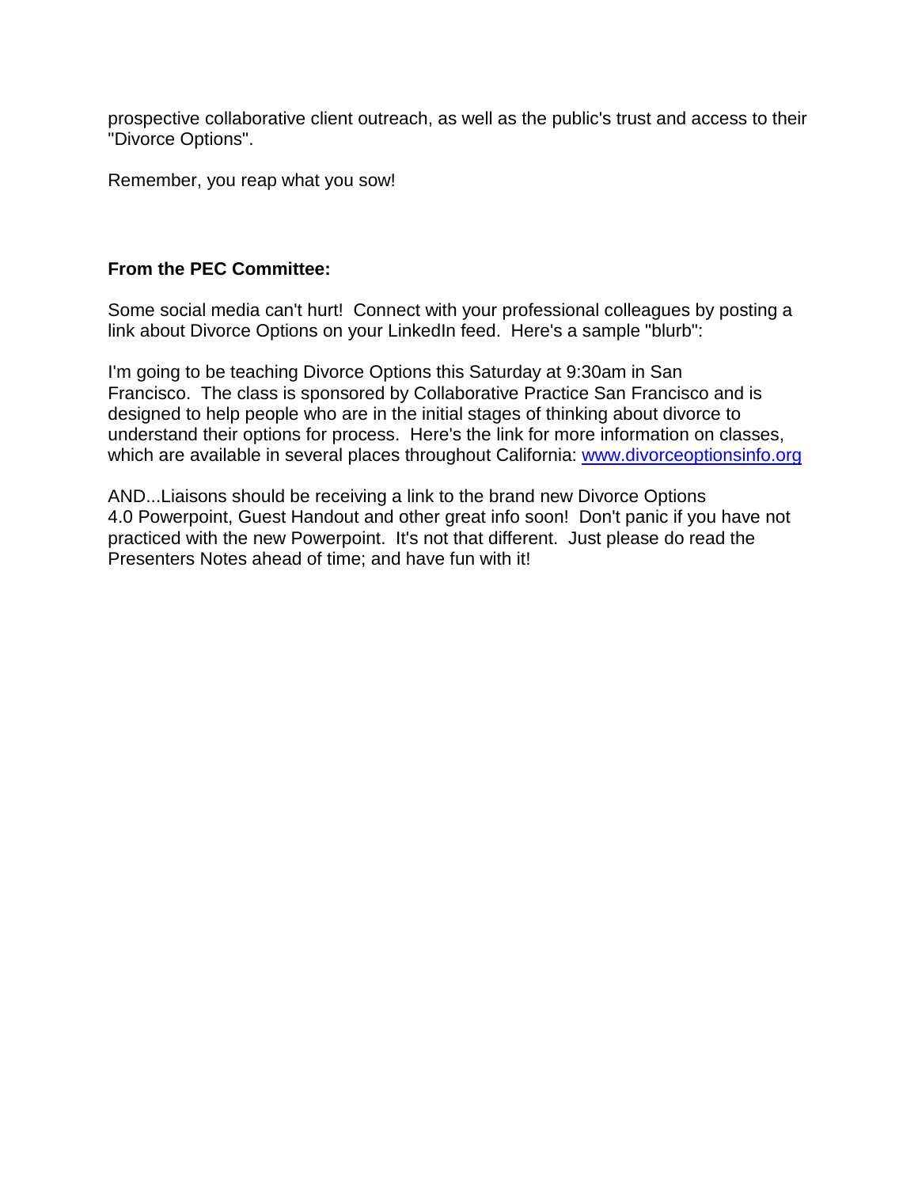prospective collaborative client outreach, as well as the public's trust and access to their "Divorce Options".

Remember, you reap what you sow!

**From the PEC Committee:**

Some social media can't hurt! Connect with your professional colleagues by posting a link about Divorce Options on your LinkedIn feed. Here's a sample "blurb":

I'm going to be teaching Divorce Options this Saturday at 9:30am in San Francisco. The class is sponsored by Collaborative Practice San Francisco and is designed to help people who are in the initial stages of thinking about divorce to understand their options for process. Here's the link for more information on classes, which are available in several places throughout California: [www.divorceoptionsinfo.org](http://www.divorceoptionsinfo.org)

AND...Liaisons should be receiving a link to the brand new Divorce Options 4.0 Powerpoint, Guest Handout and other great info soon! Don't panic if you have not practiced with the new Powerpoint. It's not that different. Just please do read the Presenters Notes ahead of time; and have fun with it!